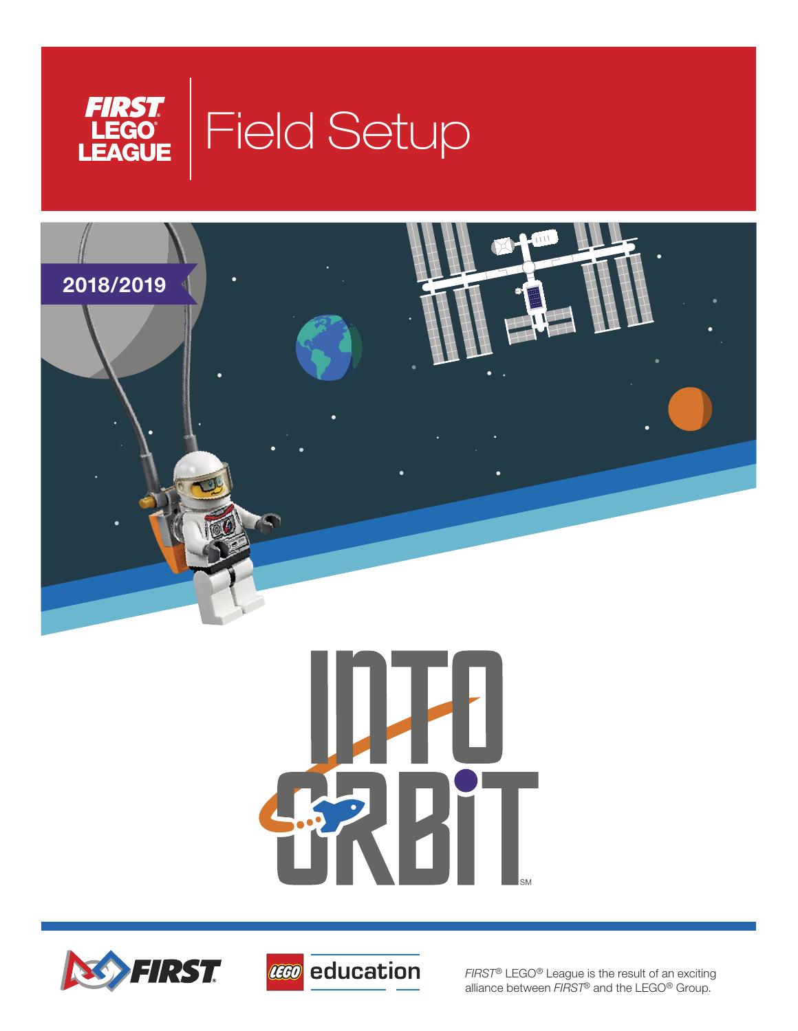# FIRST LEGO LEAGUE Field Setup

2018/2019

INTO ORBIT[SM]

*FIRST*® LEGO® League is the result of an exciting alliance between *FIRST*® and the LEGO® Group.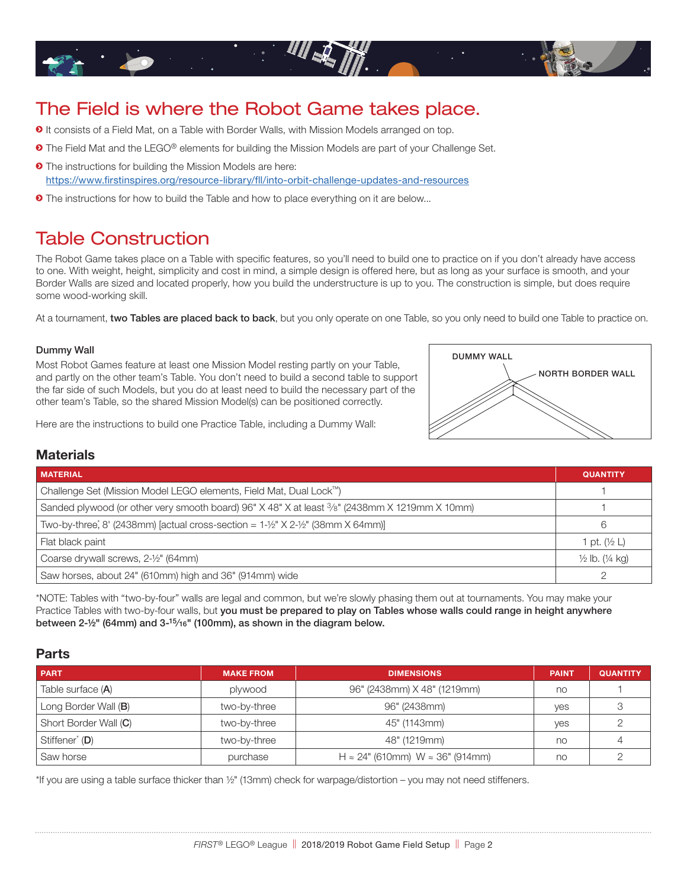# The Field is where the Robot Game takes place.

- It consists of a Field Mat, on a Table with Border Walls, with Mission Models arranged on top.
- The Field Mat and the LEGO® elements for building the Mission Models are part of your Challenge Set.
- The instructions for building the Mission Models are here: https://www.firstinspires.org/resource-library/fll/into-orbit-challenge-updates-and-resources
- The instructions for how to build the Table and how to place everything on it are below...

# Table Construction

The Robot Game takes place on a Table with specific features, so you'll need to build one to practice on if you don't already have access to one. With weight, height, simplicity and cost in mind, a simple design is offered here, but as long as your surface is smooth, and your Border Walls are sized and located properly, how you build the understructure is up to you. The construction is simple, but does require some wood-working skill.

At a tournament, **two Tables are placed back to back**, but you only operate on one Table, so you only need to build one Table to practice on.

**Dummy Wall**

Most Robot Games feature at least one Mission Model resting partly on your Table, and partly on the other team's Table. You don't need to build a second table to support the far side of such Models, but you do at least need to build the necessary part of the other team's Table, so the shared Mission Model(s) can be positioned correctly.

Here are the instructions to build one Practice Table, including a Dummy Wall:

DUMMY WALL

NORTH BORDER WALL

## Materials

| MATERIAL | QUANTITY |
|---|---|
| Challenge Set (Mission Model LEGO elements, Field Mat, Dual Lock™) | 1 |
| Sanded plywood (or other very smooth board) 96" X 48" X at least 3/8" (2438mm X 1219mm X 10mm) | 1 |
| Two-by-three*, 8' (2438mm) [actual cross-section = 1-½" X 2-½" (38mm X 64mm)] | 6 |
| Flat black paint | 1 pt. (½ L) |
| Coarse drywall screws, 2-½" (64mm) | ½ lb. (¼ kg) |
| Saw horses, about 24" (610mm) high and 36" (914mm) wide | 2 |

*NOTE: Tables with "two-by-four" walls are legal and common, but we're slowly phasing them out at tournaments. You may make your Practice Tables with two-by-four walls, but **you must be prepared to play on Tables whose walls could range in height anywhere between 2-½" (64mm) and 3-15/16" (100mm), as shown in the diagram below.**

## Parts

| PART | MAKE FROM | DIMENSIONS | PAINT | QUANTITY |
|---|---|---|---|---|
| Table surface (**A**) | plywood | 96" (2438mm) X 48" (1219mm) | no | 1 |
| Long Border Wall (**B**) | two-by-three | 96" (2438mm) | yes | 3 |
| Short Border Wall (**C**) | two-by-three | 45" (1143mm) | yes | 2 |
| Stiffener* (**D**) | two-by-three | 48" (1219mm) | no | 4 |
| Saw horse | purchase | H ≈ 24" (610mm) W ≈ 36" (914mm) | no | 2 |

*If you are using a table surface thicker than ½" (13mm) check for warpage/distortion – you may not need stiffeners.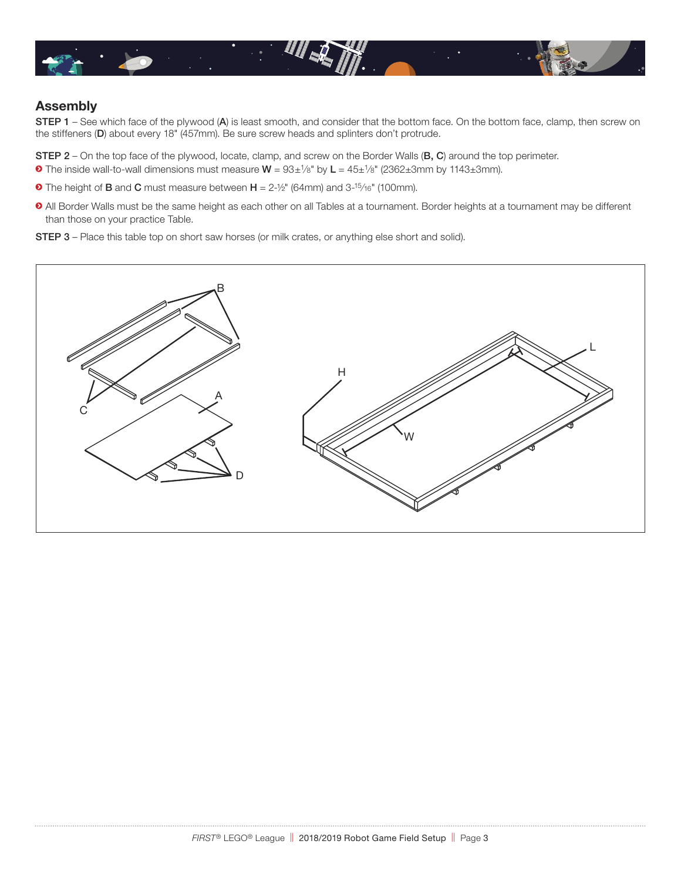## Assembly

**STEP 1** – See which face of the plywood (**A**) is least smooth, and consider that the bottom face. On the bottom face, clamp, then screw on the stiffeners (**D**) about every 18" (457mm). Be sure screw heads and splinters don't protrude.

**STEP 2** – On the top face of the plywood, locate, clamp, and screw on the Border Walls (**B, C**) around the top perimeter.

- The inside wall-to-wall dimensions must measure **W** = 93±1⁄8" by **L** = 45±1⁄8" (2362±3mm by 1143±3mm).
- The height of **B** and **C** must measure between **H** = 2-½" (64mm) and 3-15⁄16" (100mm).
- All Border Walls must be the same height as each other on all Tables at a tournament. Border heights at a tournament may be different than those on your practice Table.

**STEP 3** – Place this table top on short saw horses (or milk crates, or anything else short and solid).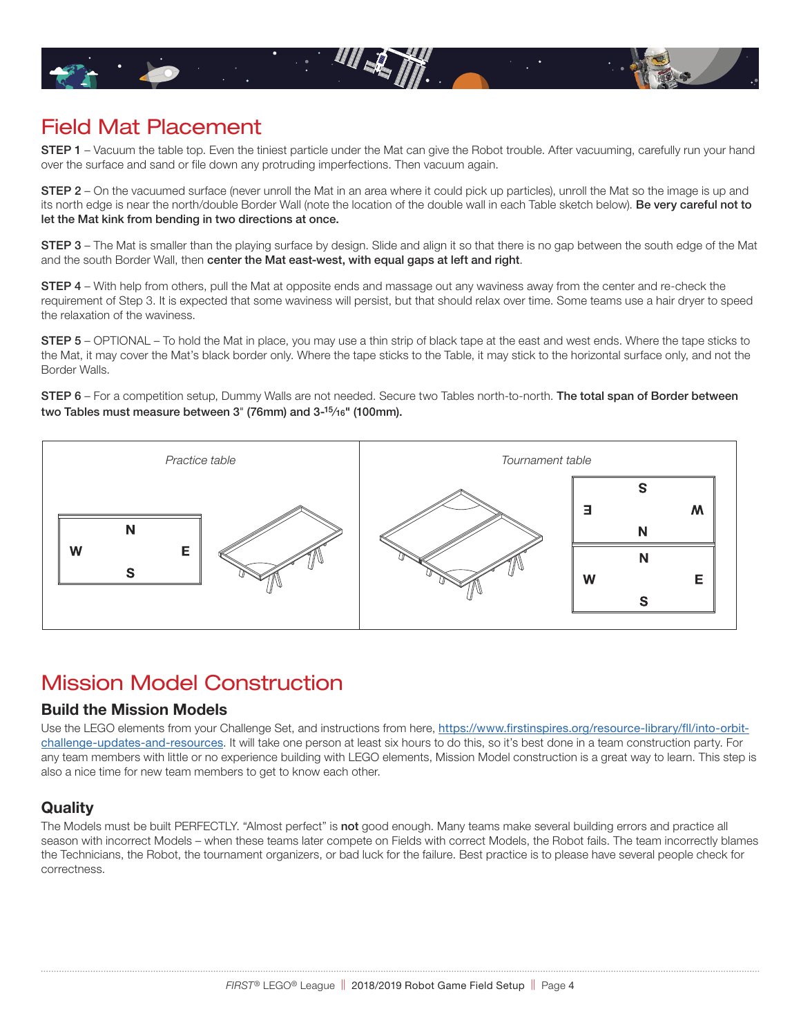# Field Mat Placement

**STEP 1** – Vacuum the table top. Even the tiniest particle under the Mat can give the Robot trouble. After vacuuming, carefully run your hand over the surface and sand or file down any protruding imperfections. Then vacuum again.

**STEP 2** – On the vacuumed surface (never unroll the Mat in an area where it could pick up particles), unroll the Mat so the image is up and its north edge is near the north/double Border Wall (note the location of the double wall in each Table sketch below). **Be very careful not to let the Mat kink from bending in two directions at once.**

**STEP 3** – The Mat is smaller than the playing surface by design. Slide and align it so that there is no gap between the south edge of the Mat and the south Border Wall, then **center the Mat east-west, with equal gaps at left and right**.

**STEP 4** – With help from others, pull the Mat at opposite ends and massage out any waviness away from the center and re-check the requirement of Step 3. It is expected that some waviness will persist, but that should relax over time. Some teams use a hair dryer to speed the relaxation of the waviness.

**STEP 5** – OPTIONAL – To hold the Mat in place, you may use a thin strip of black tape at the east and west ends. Where the tape sticks to the Mat, it may cover the Mat's black border only. Where the tape sticks to the Table, it may stick to the horizontal surface only, and not the Border Walls.

**STEP 6** – For a competition setup, Dummy Walls are not needed. Secure two Tables north-to-north. **The total span of Border between two Tables must measure between 3" (76mm) and 3-15⁄16" (100mm).**

| *Practice table* | *Tournament table* |
|---|---|
| N / W E / S | S / E W / N — N / W E / S |

# Mission Model Construction

## Build the Mission Models

Use the LEGO elements from your Challenge Set, and instructions from here, https://www.firstinspires.org/resource-library/fll/into-orbit-challenge-updates-and-resources. It will take one person at least six hours to do this, so it's best done in a team construction party. For any team members with little or no experience building with LEGO elements, Mission Model construction is a great way to learn. This step is also a nice time for new team members to get to know each other.

## Quality

The Models must be built PERFECTLY. "Almost perfect" is **not** good enough. Many teams make several building errors and practice all season with incorrect Models – when these teams later compete on Fields with correct Models, the Robot fails. The team incorrectly blames the Technicians, the Robot, the tournament organizers, or bad luck for the failure. Best practice is to please have several people check for correctness.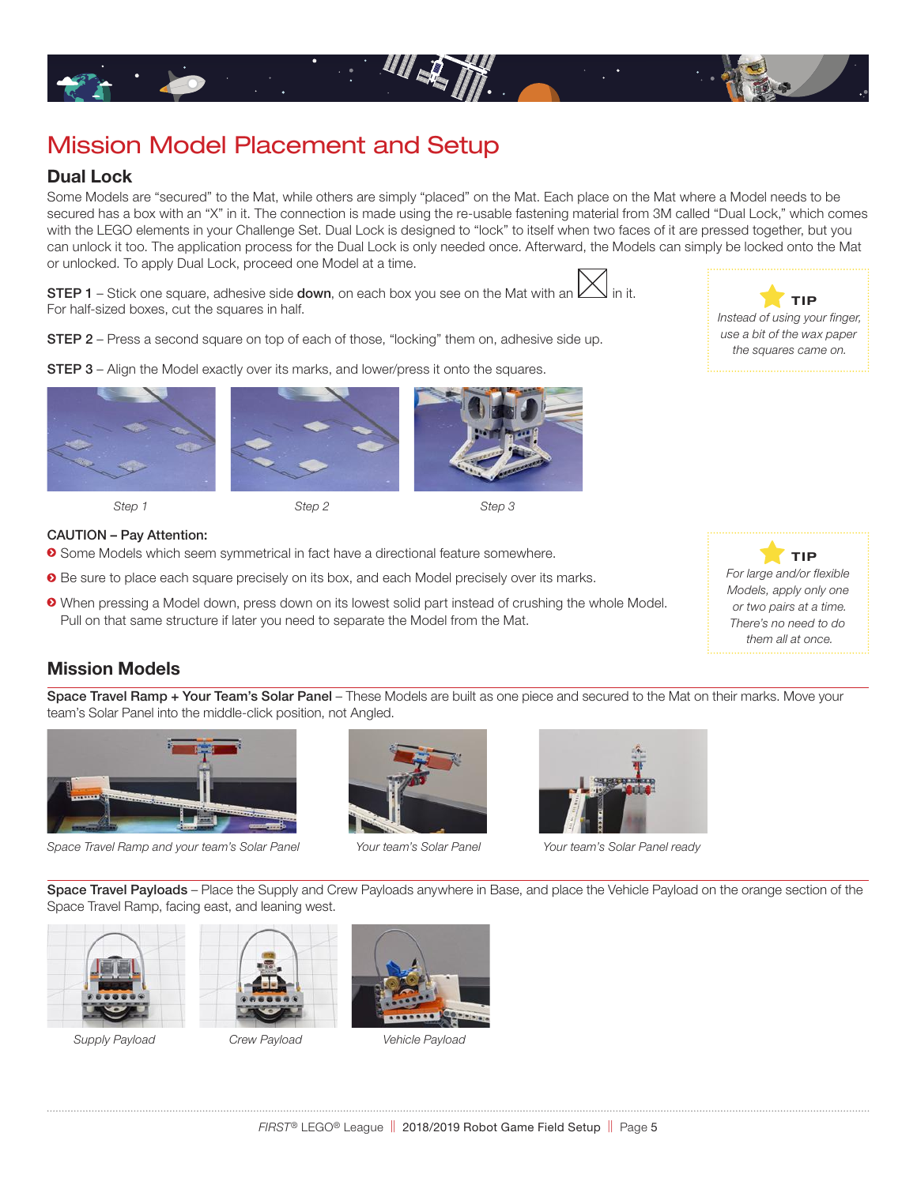# Mission Model Placement and Setup

## Dual Lock

Some Models are "secured" to the Mat, while others are simply "placed" on the Mat. Each place on the Mat where a Model needs to be secured has a box with an "X" in it. The connection is made using the re-usable fastening material from 3M called "Dual Lock," which comes with the LEGO elements in your Challenge Set. Dual Lock is designed to "lock" to itself when two faces of it are pressed together, but you can unlock it too. The application process for the Dual Lock is only needed once. Afterward, the Models can simply be locked onto the Mat or unlocked. To apply Dual Lock, proceed one Model at a time.

**STEP 1** – Stick one square, adhesive side **down**, on each box you see on the Mat with an ☒ in it. For half-sized boxes, cut the squares in half.

**STEP 2** – Press a second square on top of each of those, "locking" them on, adhesive side up.

**STEP 3** – Align the Model exactly over its marks, and lower/press it onto the squares.

> **TIP**
> *Instead of using your finger, use a bit of the wax paper the squares came on.*

*Step 1*

*Step 2*

*Step 3*

**CAUTION – Pay Attention:**

- Some Models which seem symmetrical in fact have a directional feature somewhere.
- Be sure to place each square precisely on its box, and each Model precisely over its marks.
- When pressing a Model down, press down on its lowest solid part instead of crushing the whole Model. Pull on that same structure if later you need to separate the Model from the Mat.

> **TIP**
> *For large and/or flexible Models, apply only one or two pairs at a time. There's no need to do them all at once.*

## Mission Models

**Space Travel Ramp + Your Team's Solar Panel** – These Models are built as one piece and secured to the Mat on their marks. Move your team's Solar Panel into the middle-click position, not Angled.

*Space Travel Ramp and your team's Solar Panel*

*Your team's Solar Panel*

*Your team's Solar Panel ready*

**Space Travel Payloads** – Place the Supply and Crew Payloads anywhere in Base, and place the Vehicle Payload on the orange section of the Space Travel Ramp, facing east, and leaning west.

*Supply Payload*

*Crew Payload*

*Vehicle Payload*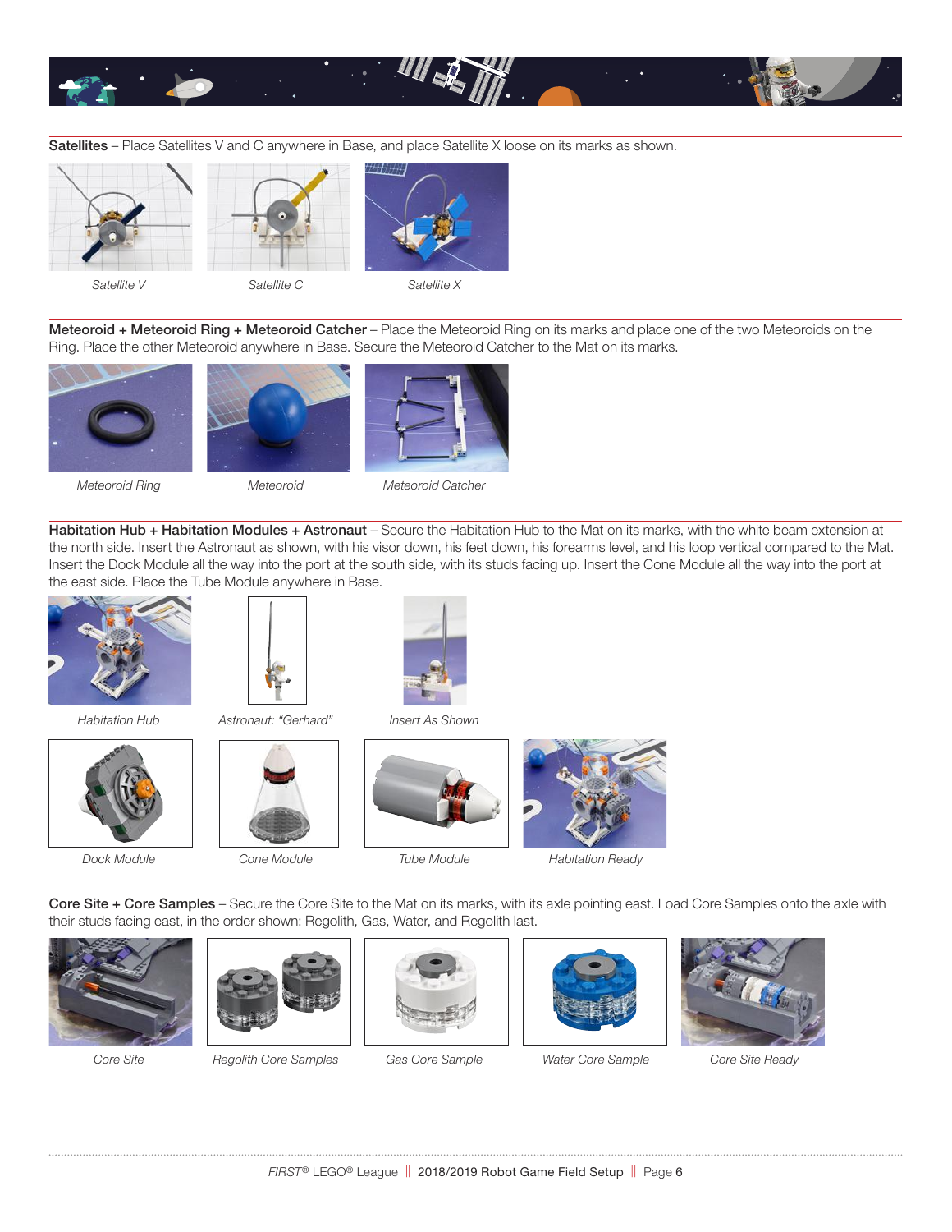**Satellites** – Place Satellites V and C anywhere in Base, and place Satellite X loose on its marks as shown.

*Satellite V* *Satellite C* *Satellite X*

**Meteoroid + Meteoroid Ring + Meteoroid Catcher** – Place the Meteoroid Ring on its marks and place one of the two Meteoroids on the Ring. Place the other Meteoroid anywhere in Base. Secure the Meteoroid Catcher to the Mat on its marks.

*Meteoroid Ring* *Meteoroid* *Meteoroid Catcher*

**Habitation Hub + Habitation Modules + Astronaut** – Secure the Habitation Hub to the Mat on its marks, with the white beam extension at the north side. Insert the Astronaut as shown, with his visor down, his feet down, his forearms level, and his loop vertical compared to the Mat. Insert the Dock Module all the way into the port at the south side, with its studs facing up. Insert the Cone Module all the way into the port at the east side. Place the Tube Module anywhere in Base.

*Habitation Hub* *Astronaut: "Gerhard"* *Insert As Shown*

*Dock Module* *Cone Module* *Tube Module* *Habitation Ready*

**Core Site + Core Samples** – Secure the Core Site to the Mat on its marks, with its axle pointing east. Load Core Samples onto the axle with their studs facing east, in the order shown: Regolith, Gas, Water, and Regolith last.

*Core Site* *Regolith Core Samples* *Gas Core Sample* *Water Core Sample* *Core Site Ready*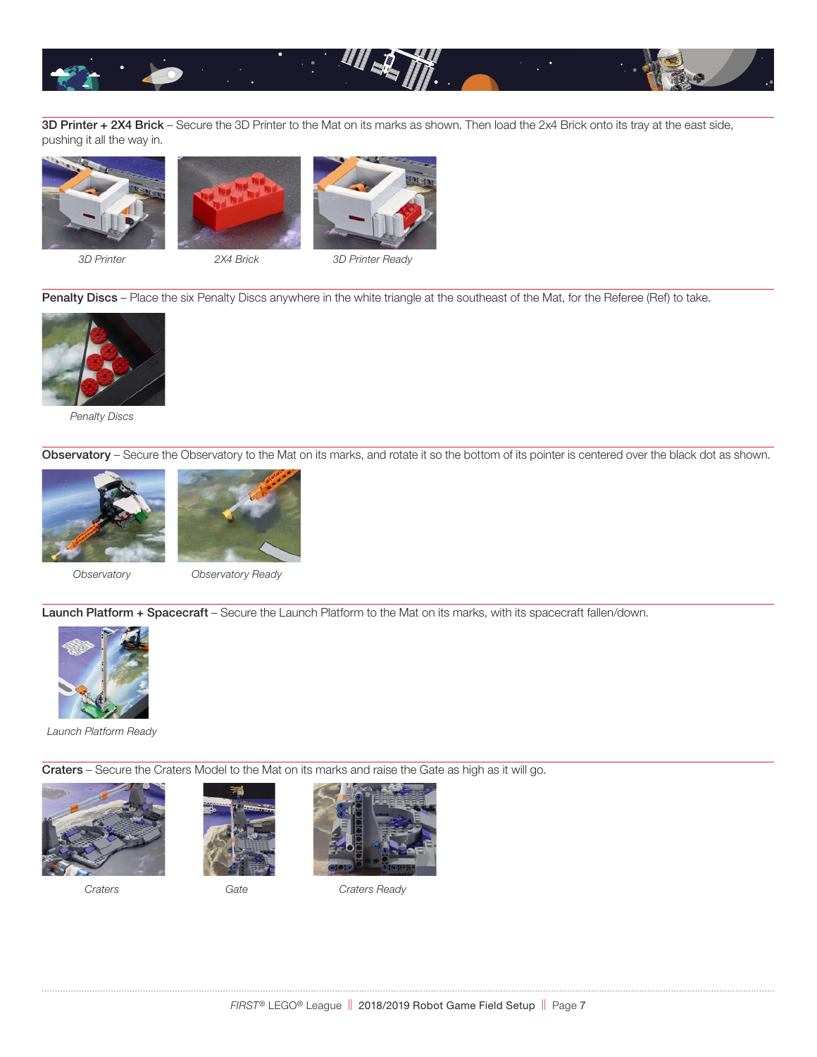**3D Printer + 2X4 Brick** – Secure the 3D Printer to the Mat on its marks as shown. Then load the 2x4 Brick onto its tray at the east side, pushing it all the way in.

*3D Printer* *2X4 Brick* *3D Printer Ready*

**Penalty Discs** – Place the six Penalty Discs anywhere in the white triangle at the southeast of the Mat, for the Referee (Ref) to take.

*Penalty Discs*

**Observatory** – Secure the Observatory to the Mat on its marks, and rotate it so the bottom of its pointer is centered over the black dot as shown.

*Observatory* *Observatory Ready*

**Launch Platform + Spacecraft** – Secure the Launch Platform to the Mat on its marks, with its spacecraft fallen/down.

*Launch Platform Ready*

**Craters** – Secure the Craters Model to the Mat on its marks and raise the Gate as high as it will go.

*Craters* *Gate* *Craters Ready*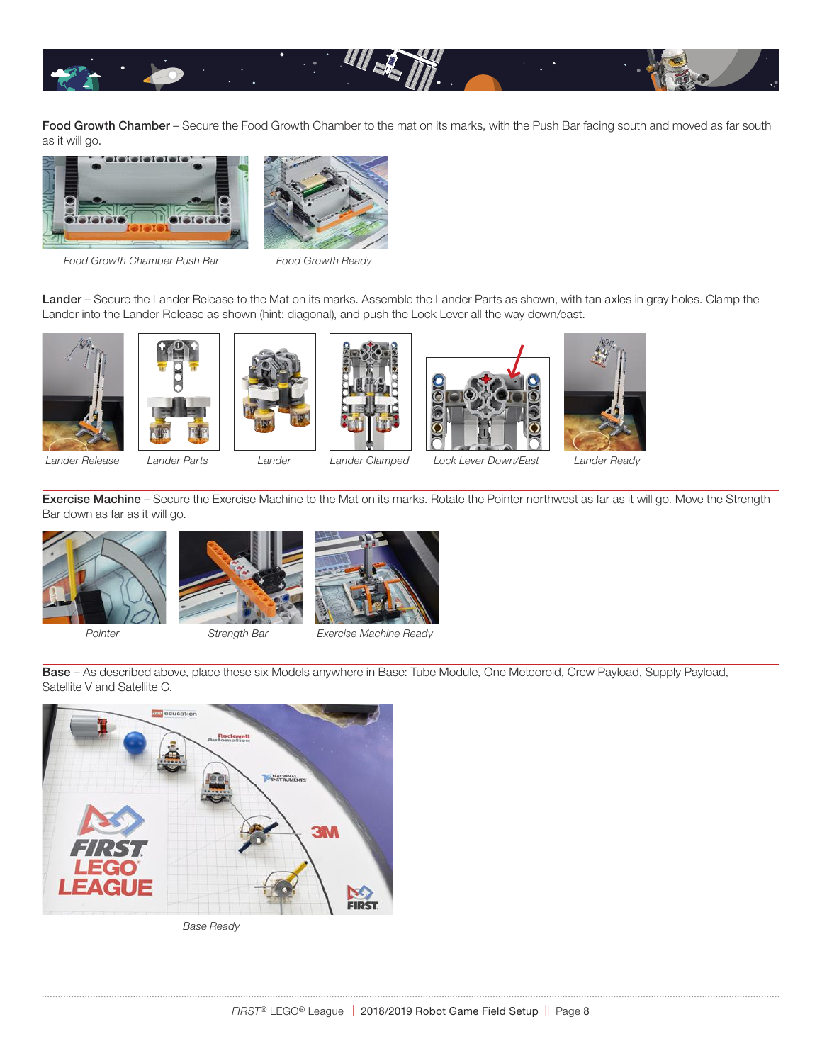**Food Growth Chamber** – Secure the Food Growth Chamber to the mat on its marks, with the Push Bar facing south and moved as far south as it will go.

*Food Growth Chamber Push Bar*

*Food Growth Ready*

**Lander** – Secure the Lander Release to the Mat on its marks. Assemble the Lander Parts as shown, with tan axles in gray holes. Clamp the Lander into the Lander Release as shown (hint: diagonal), and push the Lock Lever all the way down/east.

*Lander Release*

*Lander Parts*

*Lander*

*Lander Clamped*

*Lock Lever Down/East*

*Lander Ready*

**Exercise Machine** – Secure the Exercise Machine to the Mat on its marks. Rotate the Pointer northwest as far as it will go. Move the Strength Bar down as far as it will go.

*Pointer*

*Strength Bar*

*Exercise Machine Ready*

**Base** – As described above, place these six Models anywhere in Base: Tube Module, One Meteoroid, Crew Payload, Supply Payload, Satellite V and Satellite C.

*Base Ready*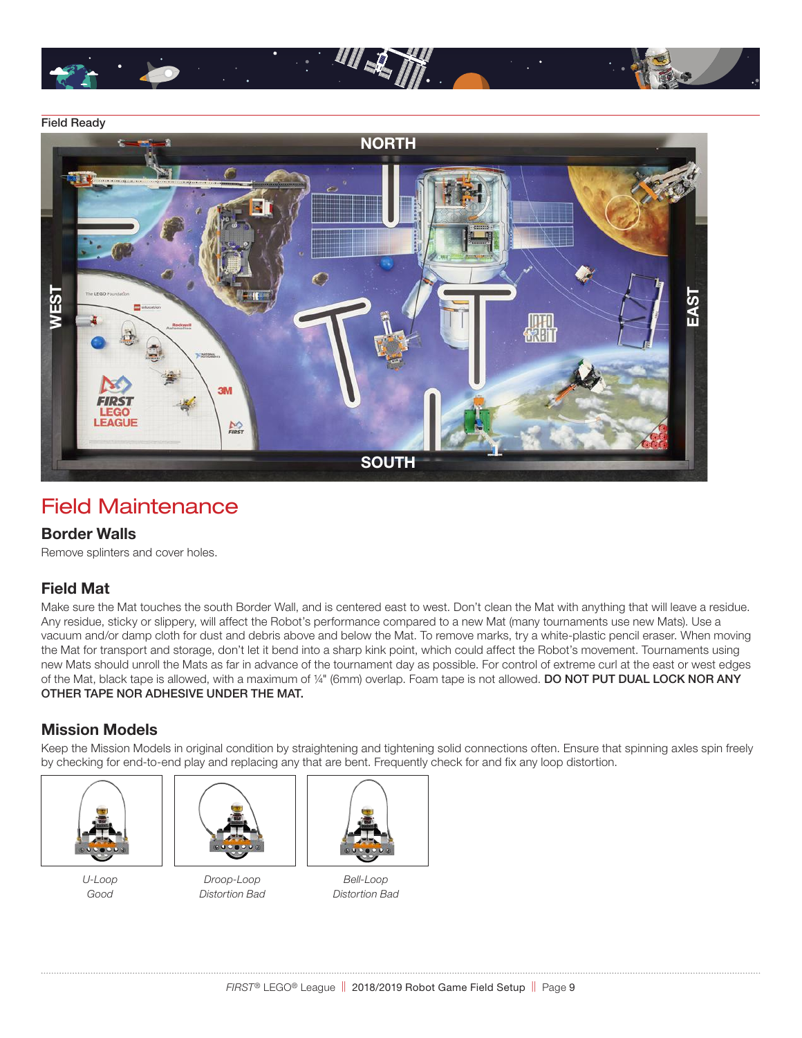Field Ready

NORTH

WEST

EAST

SOUTH

# Field Maintenance

## Border Walls

Remove splinters and cover holes.

## Field Mat

Make sure the Mat touches the south Border Wall, and is centered east to west. Don't clean the Mat with anything that will leave a residue. Any residue, sticky or slippery, will affect the Robot's performance compared to a new Mat (many tournaments use new Mats). Use a vacuum and/or damp cloth for dust and debris above and below the Mat. To remove marks, try a white-plastic pencil eraser. When moving the Mat for transport and storage, don't let it bend into a sharp kink point, which could affect the Robot's movement. Tournaments using new Mats should unroll the Mats as far in advance of the tournament day as possible. For control of extreme curl at the east or west edges of the Mat, black tape is allowed, with a maximum of ¼" (6mm) overlap. Foam tape is not allowed. **DO NOT PUT DUAL LOCK NOR ANY OTHER TAPE NOR ADHESIVE UNDER THE MAT.**

## Mission Models

Keep the Mission Models in original condition by straightening and tightening solid connections often. Ensure that spinning axles spin freely by checking for end-to-end play and replacing any that are bent. Frequently check for and fix any loop distortion.

*U-Loop Good*

*Droop-Loop Distortion Bad*

*Bell-Loop Distortion Bad*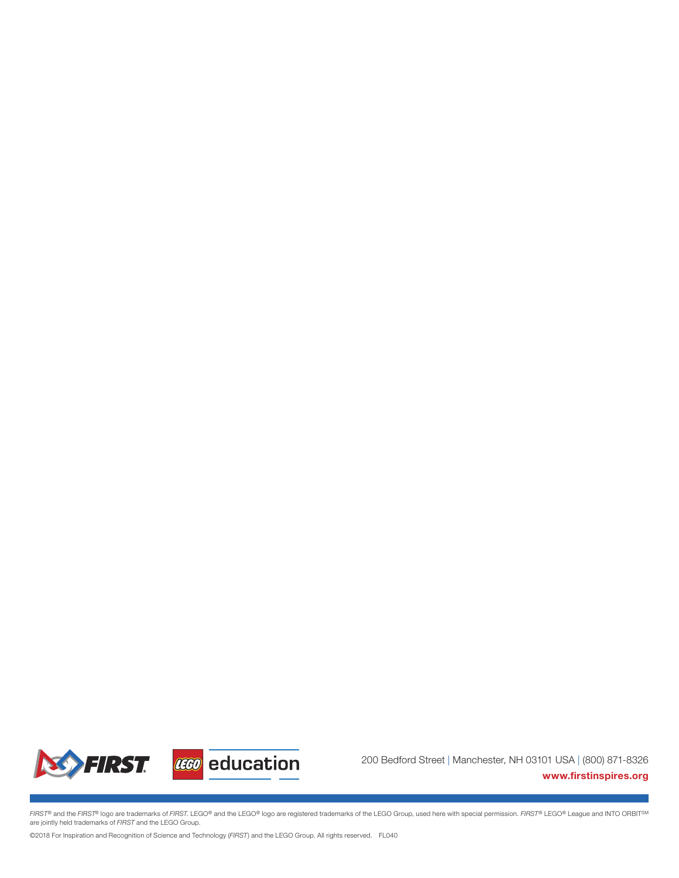200 Bedford Street | Manchester, NH 03101 USA | (800) 871-8326

**www.firstinspires.org**

*FIRST*® and the *FIRST*® logo are trademarks of *FIRST*. LEGO® and the LEGO® logo are registered trademarks of the LEGO Group, used here with special permission. *FIRST*® LEGO® League and INTO ORBIT℠ are jointly held trademarks of *FIRST* and the LEGO Group.

©2018 For Inspiration and Recognition of Science and Technology (*FIRST*) and the LEGO Group. All rights reserved. FL040